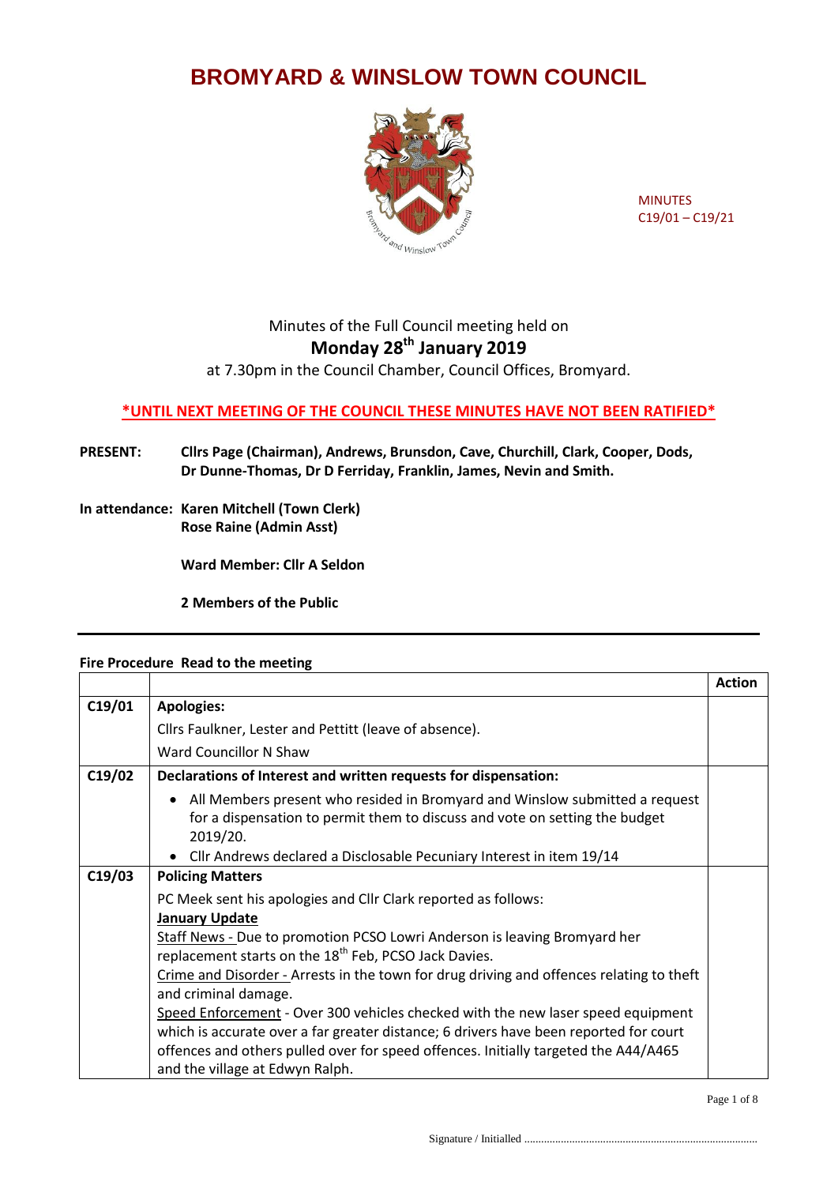# BROMYARD & WINSLOW TOWN COUNCIL

MINUTES
C19/01 – C19/21

Minutes of the Full Council meeting held on

**Monday 28th January 2019**

at 7.30pm in the Council Chamber, Council Offices, Bromyard.

**\*UNTIL NEXT MEETING OF THE COUNCIL THESE MINUTES HAVE NOT BEEN RATIFIED\***

**PRESENT:** **Cllrs Page (Chairman), Andrews, Brunsdon, Cave, Churchill, Clark, Cooper, Dods, Dr Dunne-Thomas, Dr D Ferriday, Franklin, James, Nevin and Smith.**

**In attendance:** **Karen Mitchell (Town Clerk)**
**Rose Raine (Admin Asst)**

**Ward Member: Cllr A Seldon**

**2 Members of the Public**

---

**Fire Procedure Read to the meeting**

| | | Action |
|---|---|---|
| **C19/01** | **Apologies:**<br>Cllrs Faulkner, Lester and Pettitt (leave of absence).<br>Ward Councillor N Shaw | |
| **C19/02** | **Declarations of Interest and written requests for dispensation:**<br>• All Members present who resided in Bromyard and Winslow submitted a request for a dispensation to permit them to discuss and vote on setting the budget 2019/20.<br>• Cllr Andrews declared a Disclosable Pecuniary Interest in item 19/14 | |
| **C19/03** | **Policing Matters**<br>PC Meek sent his apologies and Cllr Clark reported as follows:<br>**January Update**<br>Staff News - Due to promotion PCSO Lowri Anderson is leaving Bromyard her replacement starts on the 18th Feb, PCSO Jack Davies.<br>Crime and Disorder - Arrests in the town for drug driving and offences relating to theft and criminal damage.<br>Speed Enforcement - Over 300 vehicles checked with the new laser speed equipment which is accurate over a far greater distance; 6 drivers have been reported for court offences and others pulled over for speed offences. Initially targeted the A44/A465 and the village at Edwyn Ralph. | |

Signature / Initialled ..................................................................................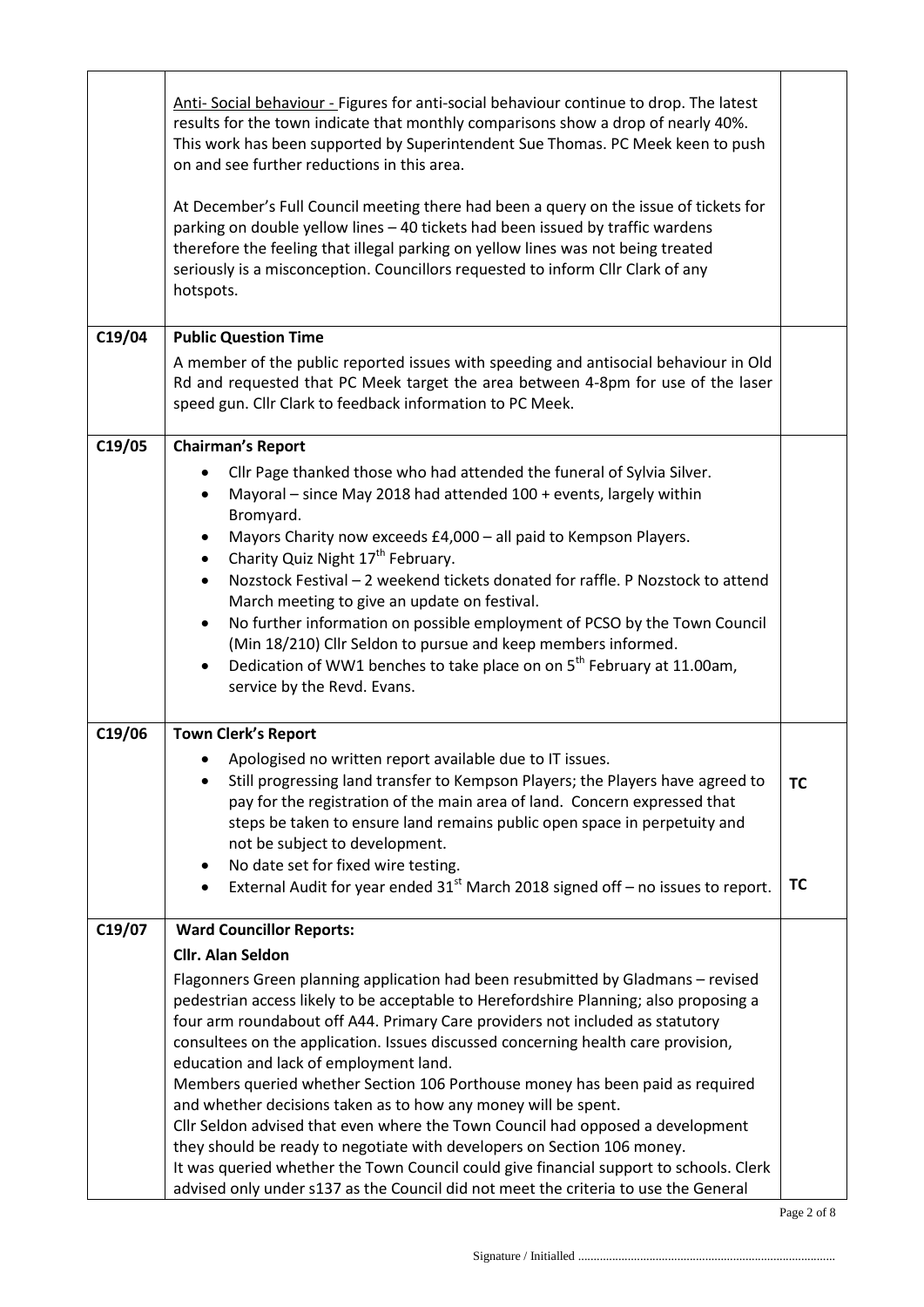| | | |
|---|---|---|
| | Anti- Social behaviour - Figures for anti-social behaviour continue to drop. The latest results for the town indicate that monthly comparisons show a drop of nearly 40%. This work has been supported by Superintendent Sue Thomas. PC Meek keen to push on and see further reductions in this area.<br><br>At December's Full Council meeting there had been a query on the issue of tickets for parking on double yellow lines – 40 tickets had been issued by traffic wardens therefore the feeling that illegal parking on yellow lines was not being treated seriously is a misconception. Councillors requested to inform Cllr Clark of any hotspots. | |
| **C19/04** | **Public Question Time**<br><br>A member of the public reported issues with speeding and antisocial behaviour in Old Rd and requested that PC Meek target the area between 4-8pm for use of the laser speed gun. Cllr Clark to feedback information to PC Meek. | |
| **C19/05** | **Chairman's Report**<br><br>• Cllr Page thanked those who had attended the funeral of Sylvia Silver.<br>• Mayoral – since May 2018 had attended 100 + events, largely within Bromyard.<br>• Mayors Charity now exceeds £4,000 – all paid to Kempson Players.<br>• Charity Quiz Night 17th February.<br>• Nozstock Festival – 2 weekend tickets donated for raffle. P Nozstock to attend March meeting to give an update on festival.<br>• No further information on possible employment of PCSO by the Town Council (Min 18/210) Cllr Seldon to pursue and keep members informed.<br>• Dedication of WW1 benches to take place on on 5th February at 11.00am, service by the Revd. Evans. | |
| **C19/06** | **Town Clerk's Report**<br><br>• Apologised no written report available due to IT issues.<br>• Still progressing land transfer to Kempson Players; the Players have agreed to pay for the registration of the main area of land. Concern expressed that steps be taken to ensure land remains public open space in perpetuity and not be subject to development.<br>• No date set for fixed wire testing.<br>• External Audit for year ended 31st March 2018 signed off – no issues to report. | **TC**<br><br><br><br>**TC** |
| **C19/07** | **Ward Councillor Reports:**<br><br>**Cllr. Alan Seldon**<br><br>Flagonners Green planning application had been resubmitted by Gladmans – revised pedestrian access likely to be acceptable to Herefordshire Planning; also proposing a four arm roundabout off A44. Primary Care providers not included as statutory consultees on the application. Issues discussed concerning health care provision, education and lack of employment land.<br>Members queried whether Section 106 Porthouse money has been paid as required and whether decisions taken as to how any money will be spent.<br>Cllr Seldon advised that even where the Town Council had opposed a development they should be ready to negotiate with developers on Section 106 money.<br>It was queried whether the Town Council could give financial support to schools. Clerk advised only under s137 as the Council did not meet the criteria to use the General | |

Signature / Initialled ..................................................................................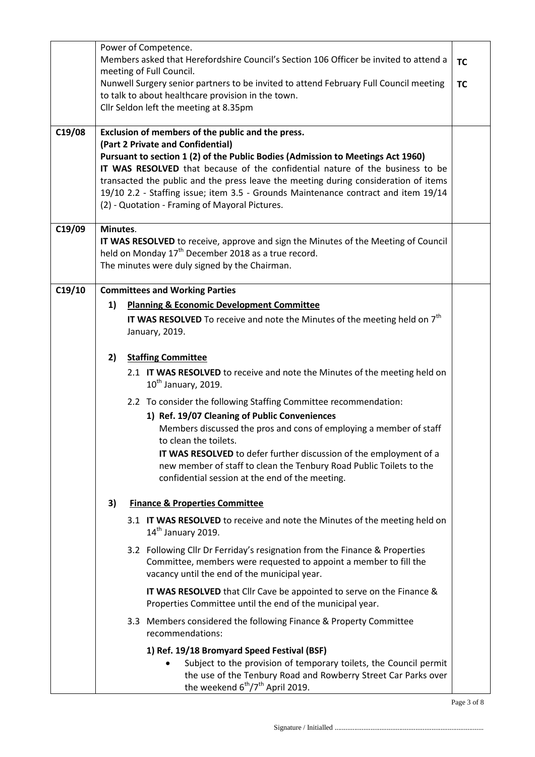| | | |
|---|---|---|
| | Power of Competence.<br>Members asked that Herefordshire Council's Section 106 Officer be invited to attend a meeting of Full Council.<br>Nunwell Surgery senior partners to be invited to attend February Full Council meeting to talk to about healthcare provision in the town.<br>Cllr Seldon left the meeting at 8.35pm | **TC**<br><br>**TC** |
| **C19/08** | **Exclusion of members of the public and the press.**<br>**(Part 2 Private and Confidential)**<br>**Pursuant to section 1 (2) of the Public Bodies (Admission to Meetings Act 1960)**<br>**IT WAS RESOLVED** that because of the confidential nature of the business to be transacted the public and the press leave the meeting during consideration of items 19/10 2.2 - Staffing issue; item 3.5 - Grounds Maintenance contract and item 19/14 (2) - Quotation - Framing of Mayoral Pictures. | |
| **C19/09** | **Minutes**.<br>**IT WAS RESOLVED** to receive, approve and sign the Minutes of the Meeting of Council held on Monday 17th December 2018 as a true record.<br>The minutes were duly signed by the Chairman. | |
| **C19/10** | **Committees and Working Parties**<br>**1) Planning & Economic Development Committee**<br>**IT WAS RESOLVED** To receive and note the Minutes of the meeting held on 7th January, 2019.<br><br>**2) Staffing Committee**<br>2.1 **IT WAS RESOLVED** to receive and note the Minutes of the meeting held on 10th January, 2019.<br>2.2 To consider the following Staffing Committee recommendation:<br>**1) Ref. 19/07 Cleaning of Public Conveniences**<br>Members discussed the pros and cons of employing a member of staff to clean the toilets.<br>**IT WAS RESOLVED** to defer further discussion of the employment of a new member of staff to clean the Tenbury Road Public Toilets to the confidential session at the end of the meeting.<br><br>**3) Finance & Properties Committee**<br>3.1 **IT WAS RESOLVED** to receive and note the Minutes of the meeting held on 14th January 2019.<br>3.2 Following Cllr Dr Ferriday's resignation from the Finance & Properties Committee, members were requested to appoint a member to fill the vacancy until the end of the municipal year.<br>**IT WAS RESOLVED** that Cllr Cave be appointed to serve on the Finance & Properties Committee until the end of the municipal year.<br>3.3 Members considered the following Finance & Property Committee recommendations:<br>**1) Ref. 19/18 Bromyard Speed Festival (BSF)**<br>• Subject to the provision of temporary toilets, the Council permit the use of the Tenbury Road and Rowberry Street Car Parks over the weekend 6th/7th April 2019. | |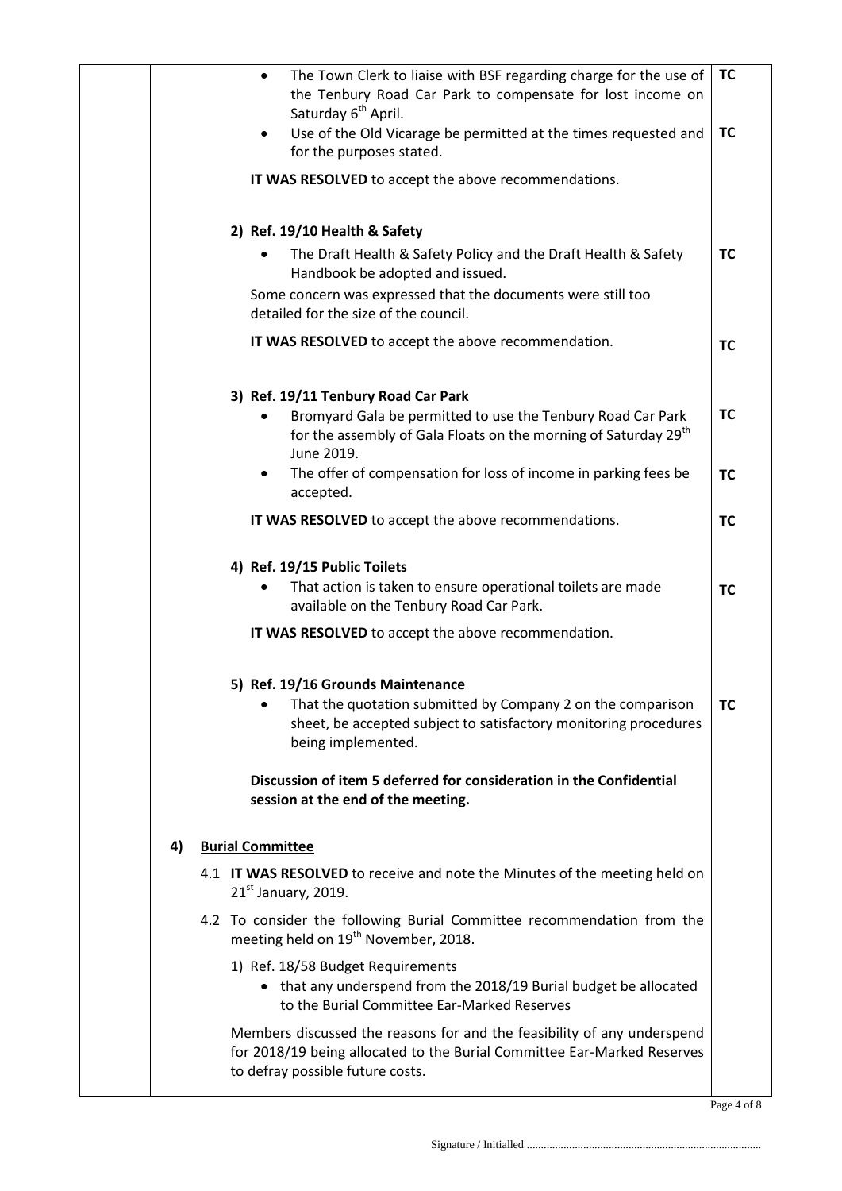| | | |
|---|---|---|
| | • The Town Clerk to liaise with BSF regarding charge for the use of the Tenbury Road Car Park to compensate for lost income on Saturday 6th April. | **TC** |
| | • Use of the Old Vicarage be permitted at the times requested and for the purposes stated. | **TC** |
| | **IT WAS RESOLVED** to accept the above recommendations. | |
| | **2) Ref. 19/10 Health & Safety** | |
| | • The Draft Health & Safety Policy and the Draft Health & Safety Handbook be adopted and issued. | **TC** |
| | Some concern was expressed that the documents were still too detailed for the size of the council. | |
| | **IT WAS RESOLVED** to accept the above recommendation. | **TC** |
| | **3) Ref. 19/11 Tenbury Road Car Park** | |
| | • Bromyard Gala be permitted to use the Tenbury Road Car Park for the assembly of Gala Floats on the morning of Saturday 29th June 2019. | **TC** |
| | • The offer of compensation for loss of income in parking fees be accepted. | **TC** |
| | **IT WAS RESOLVED** to accept the above recommendations. | **TC** |
| | **4) Ref. 19/15 Public Toilets** | |
| | • That action is taken to ensure operational toilets are made available on the Tenbury Road Car Park. | **TC** |
| | **IT WAS RESOLVED** to accept the above recommendation. | |
| | **5) Ref. 19/16 Grounds Maintenance** | |
| | • That the quotation submitted by Company 2 on the comparison sheet, be accepted subject to satisfactory monitoring procedures being implemented. | **TC** |
| | **Discussion of item 5 deferred for consideration in the Confidential session at the end of the meeting.** | |
| | **4) <u>Burial Committee</u>** | |
| | 4.1 **IT WAS RESOLVED** to receive and note the Minutes of the meeting held on 21st January, 2019. | |
| | 4.2 To consider the following Burial Committee recommendation from the meeting held on 19th November, 2018. | |
| | 1) Ref. 18/58 Budget Requirements<br>• that any underspend from the 2018/19 Burial budget be allocated to the Burial Committee Ear-Marked Reserves | |
| | Members discussed the reasons for and the feasibility of any underspend for 2018/19 being allocated to the Burial Committee Ear-Marked Reserves to defray possible future costs. | |

Signature / Initialled ..................................................................................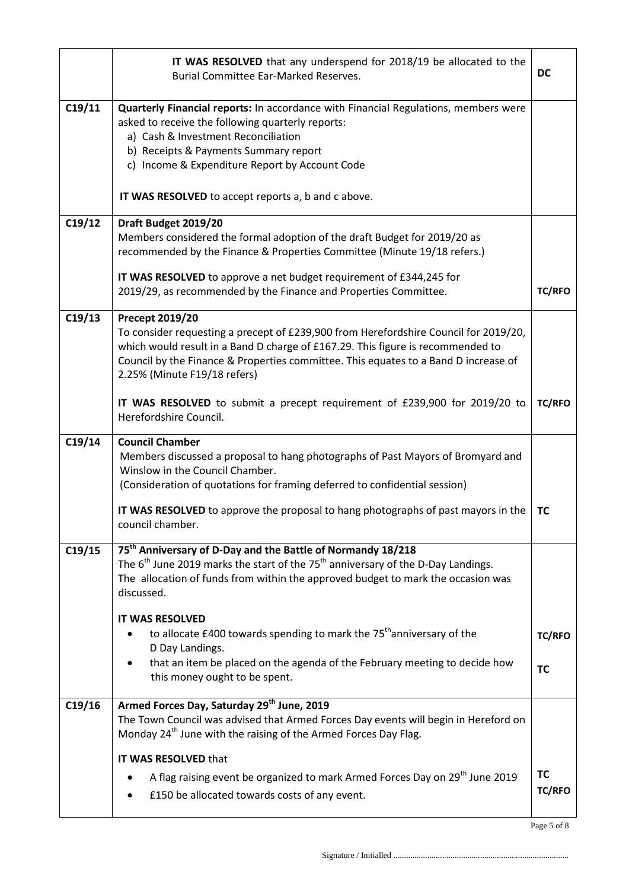| | | |
|---|---|---|
| | **IT WAS RESOLVED** that any underspend for 2018/19 be allocated to the Burial Committee Ear-Marked Reserves. | **DC** |
| **C19/11** | **Quarterly Financial reports:** In accordance with Financial Regulations, members were asked to receive the following quarterly reports:<br>a) Cash & Investment Reconciliation<br>b) Receipts & Payments Summary report<br>c) Income & Expenditure Report by Account Code<br><br>**IT WAS RESOLVED** to accept reports a, b and c above. | |
| **C19/12** | **Draft Budget 2019/20**<br>Members considered the formal adoption of the draft Budget for 2019/20 as recommended by the Finance & Properties Committee (Minute 19/18 refers.)<br><br>**IT WAS RESOLVED** to approve a net budget requirement of £344,245 for 2019/29, as recommended by the Finance and Properties Committee. | **TC/RFO** |
| **C19/13** | **Precept 2019/20**<br>To consider requesting a precept of £239,900 from Herefordshire Council for 2019/20, which would result in a Band D charge of £167.29. This figure is recommended to Council by the Finance & Properties committee. This equates to a Band D increase of 2.25% (Minute F19/18 refers)<br><br>**IT WAS RESOLVED** to submit a precept requirement of £239,900 for 2019/20 to Herefordshire Council. | **TC/RFO** |
| **C19/14** | **Council Chamber**<br>Members discussed a proposal to hang photographs of Past Mayors of Bromyard and Winslow in the Council Chamber.<br>(Consideration of quotations for framing deferred to confidential session)<br><br>**IT WAS RESOLVED** to approve the proposal to hang photographs of past mayors in the council chamber. | **TC** |
| **C19/15** | **75th Anniversary of D-Day and the Battle of Normandy 18/218**<br>The 6th June 2019 marks the start of the 75th anniversary of the D-Day Landings.<br>The allocation of funds from within the approved budget to mark the occasion was discussed.<br><br>**IT WAS RESOLVED**<br>• to allocate £400 towards spending to mark the 75th anniversary of the D Day Landings.<br>• that an item be placed on the agenda of the February meeting to decide how this money ought to be spent. | **TC/RFO**<br><br>**TC** |
| **C19/16** | **Armed Forces Day, Saturday 29th June, 2019**<br>The Town Council was advised that Armed Forces Day events will begin in Hereford on Monday 24th June with the raising of the Armed Forces Day Flag.<br><br>**IT WAS RESOLVED** that<br>• A flag raising event be organized to mark Armed Forces Day on 29th June 2019<br>• £150 be allocated towards costs of any event. | **TC**<br>**TC/RFO** |

Signature / Initialled ..................................................................................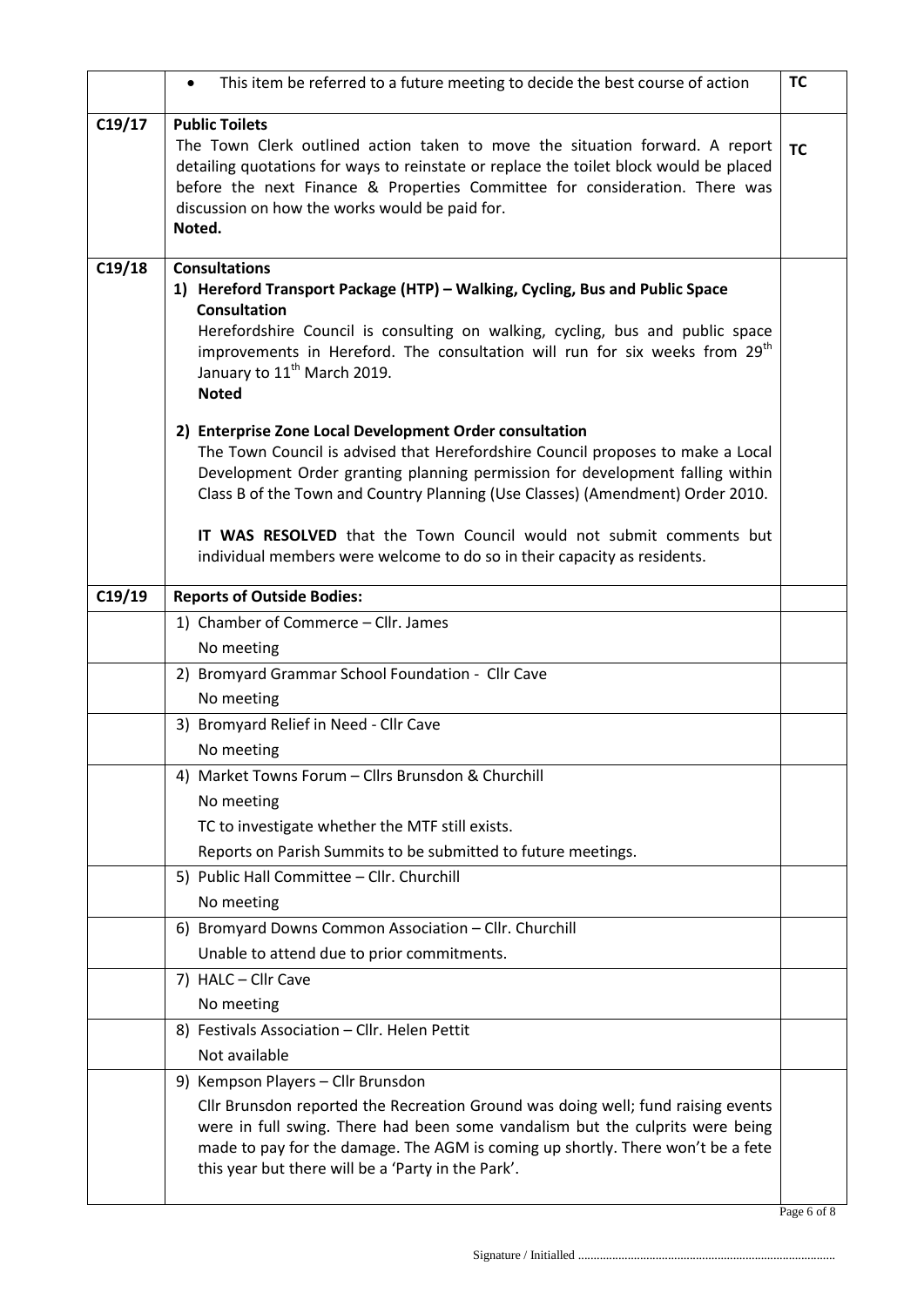|  |  |  |
| --- | --- | --- |
|  | • This item be referred to a future meeting to decide the best course of action | **TC** |
| **C19/17** | **Public Toilets**<br>The Town Clerk outlined action taken to move the situation forward. A report detailing quotations for ways to reinstate or replace the toilet block would be placed before the next Finance & Properties Committee for consideration. There was discussion on how the works would be paid for.<br>**Noted.** | **TC** |
| **C19/18** | **Consultations**<br>**1) Hereford Transport Package (HTP) – Walking, Cycling, Bus and Public Space Consultation**<br>Herefordshire Council is consulting on walking, cycling, bus and public space improvements in Hereford. The consultation will run for six weeks from 29th January to 11th March 2019.<br>**Noted**<br><br>**2) Enterprise Zone Local Development Order consultation**<br>The Town Council is advised that Herefordshire Council proposes to make a Local Development Order granting planning permission for development falling within Class B of the Town and Country Planning (Use Classes) (Amendment) Order 2010.<br><br>**IT WAS RESOLVED** that the Town Council would not submit comments but individual members were welcome to do so in their capacity as residents. |  |
| **C19/19** | **Reports of Outside Bodies:** |  |
|  | 1) Chamber of Commerce – Cllr. James<br>No meeting |  |
|  | 2) Bromyard Grammar School Foundation - Cllr Cave<br>No meeting |  |
|  | 3) Bromyard Relief in Need - Cllr Cave<br>No meeting |  |
|  | 4) Market Towns Forum – Cllrs Brunsdon & Churchill<br>No meeting<br>TC to investigate whether the MTF still exists.<br>Reports on Parish Summits to be submitted to future meetings. |  |
|  | 5) Public Hall Committee – Cllr. Churchill<br>No meeting |  |
|  | 6) Bromyard Downs Common Association – Cllr. Churchill<br>Unable to attend due to prior commitments. |  |
|  | 7) HALC – Cllr Cave<br>No meeting |  |
|  | 8) Festivals Association – Cllr. Helen Pettit<br>Not available |  |
|  | 9) Kempson Players – Cllr Brunsdon<br>Cllr Brunsdon reported the Recreation Ground was doing well; fund raising events were in full swing. There had been some vandalism but the culprits were being made to pay for the damage. The AGM is coming up shortly. There won't be a fete this year but there will be a 'Party in the Park'. |  |

Signature / Initialled ..................................................................................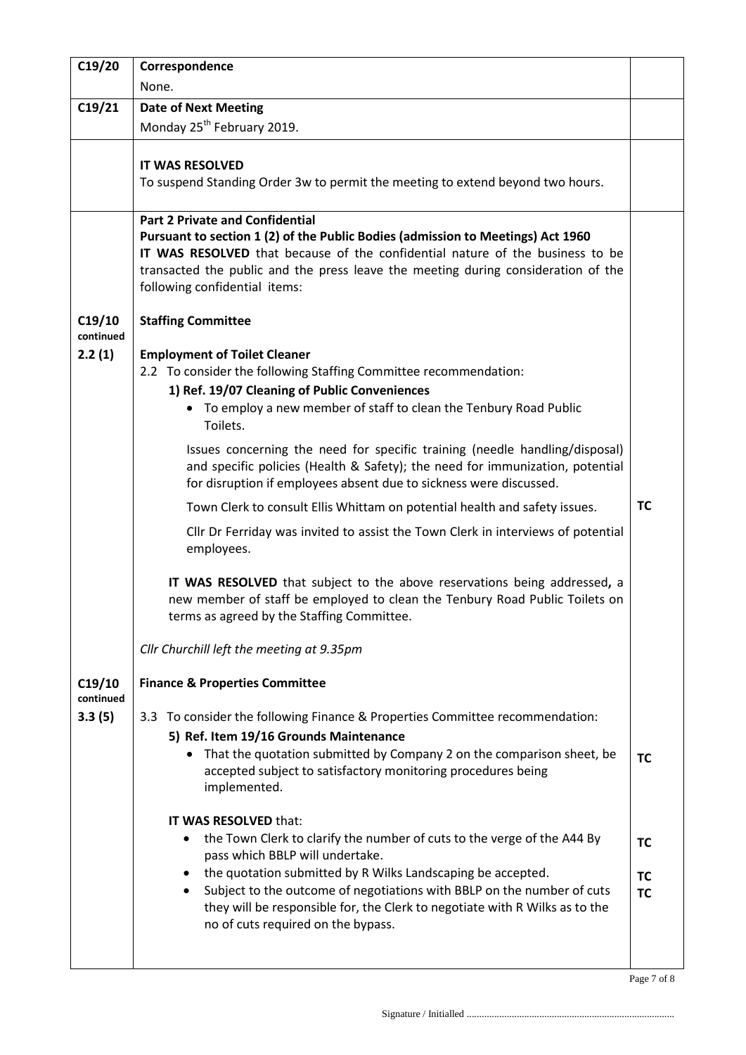| | | |
|---|---|---|
| C19/20 | **Correspondence**<br>None. | |
| C19/21 | **Date of Next Meeting**<br>Monday 25th February 2019. | |
| | **IT WAS RESOLVED**<br>To suspend Standing Order 3w to permit the meeting to extend beyond two hours. | |
| | **Part 2 Private and Confidential**<br>**Pursuant to section 1 (2) of the Public Bodies (admission to Meetings) Act 1960**<br>**IT WAS RESOLVED** that because of the confidential nature of the business to be transacted the public and the press leave the meeting during consideration of the following confidential items: | |
| C19/10 continued | **Staffing Committee** | |
| 2.2 (1) | **Employment of Toilet Cleaner**<br>2.2 To consider the following Staffing Committee recommendation:<br>**1) Ref. 19/07 Cleaning of Public Conveniences**<br>• To employ a new member of staff to clean the Tenbury Road Public Toilets.<br><br>Issues concerning the need for specific training (needle handling/disposal) and specific policies (Health & Safety); the need for immunization, potential for disruption if employees absent due to sickness were discussed. | |
| | Town Clerk to consult Ellis Whittam on potential health and safety issues. | **TC** |
| | Cllr Dr Ferriday was invited to assist the Town Clerk in interviews of potential employees.<br><br>**IT WAS RESOLVED** that subject to the above reservations being addressed**,** a new member of staff be employed to clean the Tenbury Road Public Toilets on terms as agreed by the Staffing Committee.<br><br>*Cllr Churchill left the meeting at 9.35pm* | |
| C19/10 continued | **Finance & Properties Committee** | |
| 3.3 (5) | 3.3 To consider the following Finance & Properties Committee recommendation:<br>**5) Ref. Item 19/16 Grounds Maintenance**<br>• That the quotation submitted by Company 2 on the comparison sheet, be accepted subject to satisfactory monitoring procedures being implemented. | **TC** |
| | **IT WAS RESOLVED** that:<br>• the Town Clerk to clarify the number of cuts to the verge of the A44 By pass which BBLP will undertake. | **TC** |
| | • the quotation submitted by R Wilks Landscaping be accepted. | **TC** |
| | • Subject to the outcome of negotiations with BBLP on the number of cuts they will be responsible for, the Clerk to negotiate with R Wilks as to the no of cuts required on the bypass. | **TC** |

Signature / Initialled ...................................................................................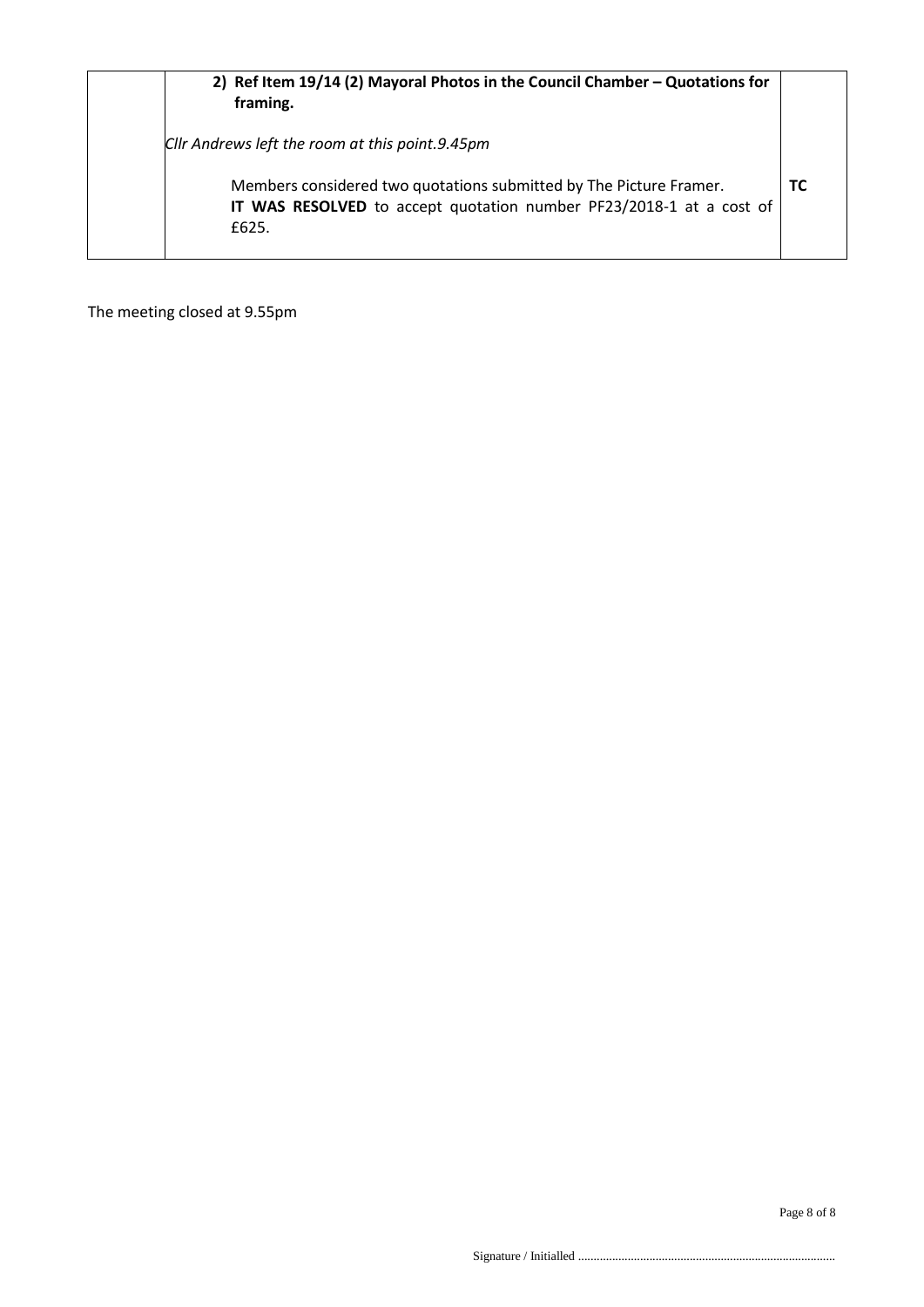| | | |
|---|---|---|
| | **2) Ref Item 19/14 (2) Mayoral Photos in the Council Chamber – Quotations for framing.**<br><br>*Cllr Andrews left the room at this point.9.45pm*<br><br>Members considered two quotations submitted by The Picture Framer.<br>**IT WAS RESOLVED** to accept quotation number PF23/2018-1 at a cost of £625. | **TC** |

The meeting closed at 9.55pm

Signature / Initialled ..................................................................................